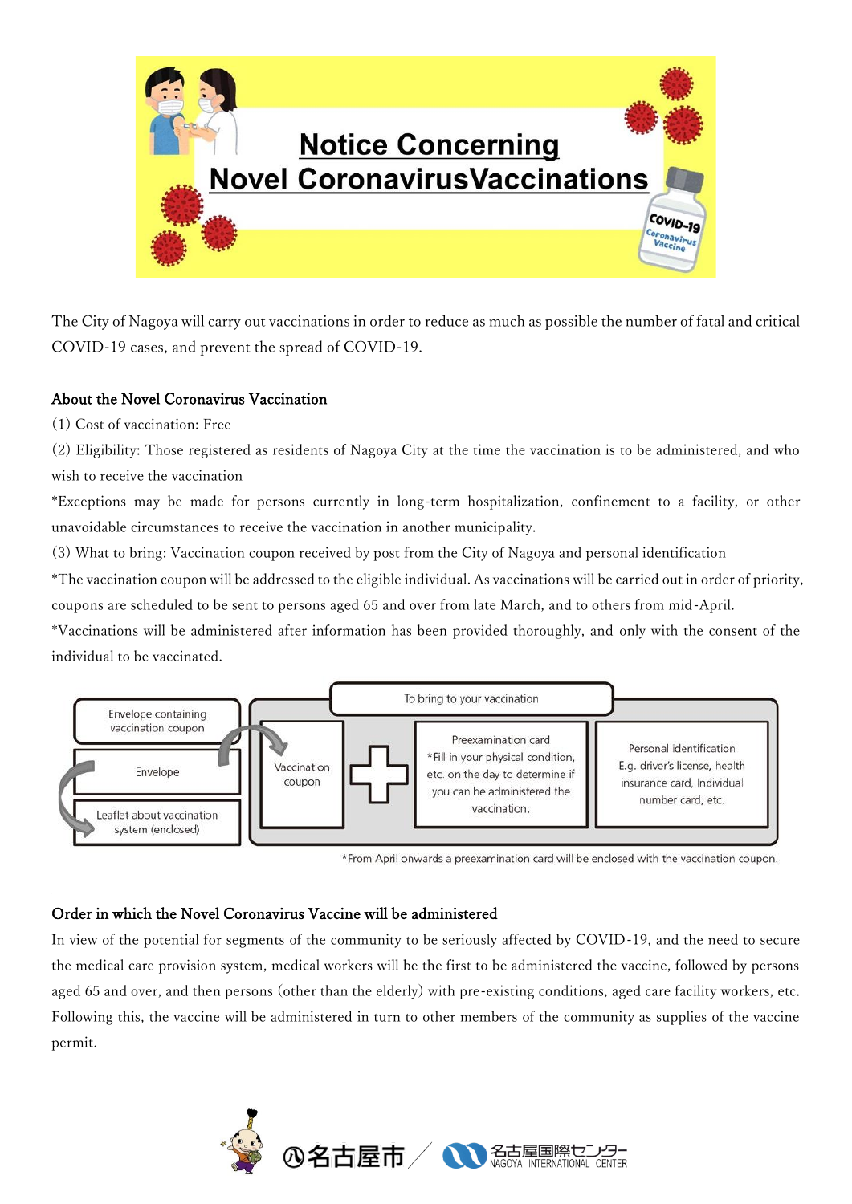# Notice Concerning Novel Coronavirus Vaccinations

The City of Nagoya will carry out vaccinations in order to reduce as much as possible the number of fatal and critical COVID-19 cases, and prevent the spread of COVID-19.

## About the Novel Coronavirus Vaccination

(1) Cost of vaccination: Free

(2) Eligibility: Those registered as residents of Nagoya City at the time the vaccination is to be administered, and who wish to receive the vaccination

*Exceptions may be made for persons currently in long-term hospitalization, confinement to a facility, or other unavoidable circumstances to receive the vaccination in another municipality.

(3) What to bring: Vaccination coupon received by post from the City of Nagoya and personal identification

*The vaccination coupon will be addressed to the eligible individual. As vaccinations will be carried out in order of priority, coupons are scheduled to be sent to persons aged 65 and over from late March, and to others from mid-April.

*Vaccinations will be administered after information has been provided thoroughly, and only with the consent of the individual to be vaccinated.

Envelope containing vaccination coupon
- Envelope
- Leaflet about vaccination system (enclosed)

To bring to your vaccination:
- Vaccination coupon
- +
- Preexamination card *Fill in your physical condition, etc. on the day to determine if you can be administered the vaccination.
- Personal identification E.g. driver's license, health insurance card, Individual number card, etc.

*From April onwards a preexamination card will be enclosed with the vaccination coupon.

## Order in which the Novel Coronavirus Vaccine will be administered

In view of the potential for segments of the community to be seriously affected by COVID-19, and the need to secure the medical care provision system, medical workers will be the first to be administered the vaccine, followed by persons aged 65 and over, and then persons (other than the elderly) with pre-existing conditions, aged care facility workers, etc. Following this, the vaccine will be administered in turn to other members of the community as supplies of the vaccine permit.

名古屋市 / 名古屋国際センター NAGOYA INTERNATIONAL CENTER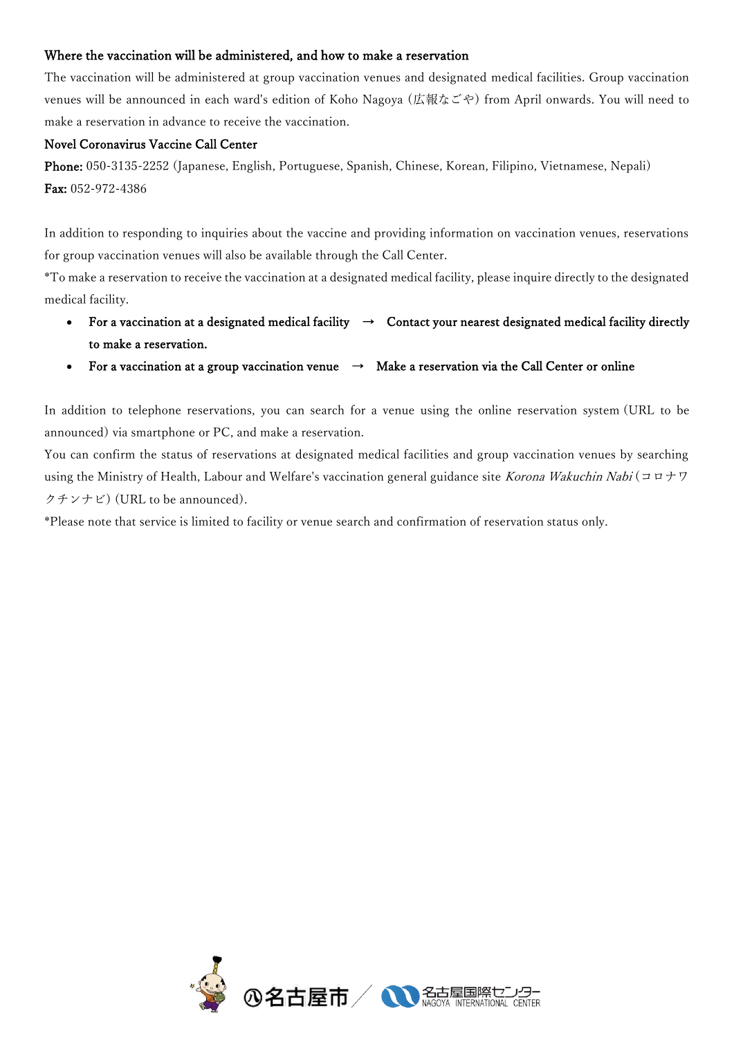## Where the vaccination will be administered, and how to make a reservation

The vaccination will be administered at group vaccination venues and designated medical facilities. Group vaccination venues will be announced in each ward's edition of Koho Nagoya (広報なごや) from April onwards. You will need to make a reservation in advance to receive the vaccination.

### Novel Coronavirus Vaccine Call Center

**Phone:** 050-3135-2252 (Japanese, English, Portuguese, Spanish, Chinese, Korean, Filipino, Vietnamese, Nepali)

**Fax:** 052-972-4386

In addition to responding to inquiries about the vaccine and providing information on vaccination venues, reservations for group vaccination venues will also be available through the Call Center.

*To make a reservation to receive the vaccination at a designated medical facility, please inquire directly to the designated medical facility.

- **For a vaccination at a designated medical facility → Contact your nearest designated medical facility directly to make a reservation.**
- **For a vaccination at a group vaccination venue → Make a reservation via the Call Center or online**

In addition to telephone reservations, you can search for a venue using the online reservation system (URL to be announced) via smartphone or PC, and make a reservation.

You can confirm the status of reservations at designated medical facilities and group vaccination venues by searching using the Ministry of Health, Labour and Welfare's vaccination general guidance site *Korona Wakuchin Nabi* (コロナワクチンナビ) (URL to be announced).

*Please note that service is limited to facility or venue search and confirmation of reservation status only.

名古屋市 / 名古屋国際センター NAGOYA INTERNATIONAL CENTER